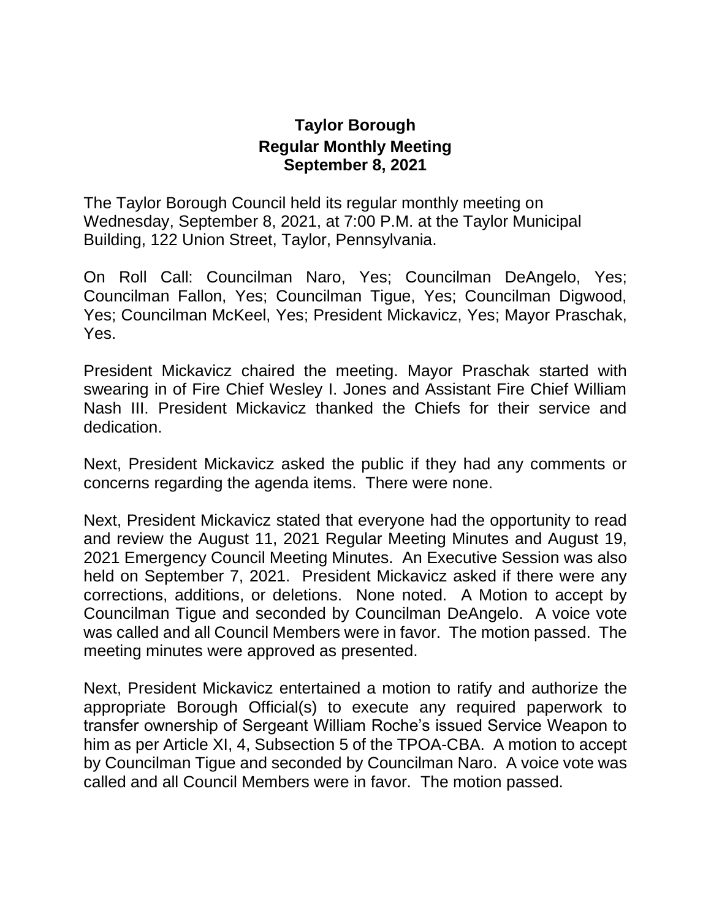# Taylor Borough
## Regular Monthly Meeting
## September 8, 2021

The Taylor Borough Council held its regular monthly meeting on Wednesday, September 8, 2021, at 7:00 P.M. at the Taylor Municipal Building, 122 Union Street, Taylor, Pennsylvania.

On Roll Call: Councilman Naro, Yes; Councilman DeAngelo, Yes; Councilman Fallon, Yes; Councilman Tigue, Yes; Councilman Digwood, Yes; Councilman McKeel, Yes; President Mickavicz, Yes; Mayor Praschak, Yes.

President Mickavicz chaired the meeting. Mayor Praschak started with swearing in of Fire Chief Wesley I. Jones and Assistant Fire Chief William Nash III. President Mickavicz thanked the Chiefs for their service and dedication.

Next, President Mickavicz asked the public if they had any comments or concerns regarding the agenda items. There were none.

Next, President Mickavicz stated that everyone had the opportunity to read and review the August 11, 2021 Regular Meeting Minutes and August 19, 2021 Emergency Council Meeting Minutes. An Executive Session was also held on September 7, 2021. President Mickavicz asked if there were any corrections, additions, or deletions. None noted. A Motion to accept by Councilman Tigue and seconded by Councilman DeAngelo. A voice vote was called and all Council Members were in favor. The motion passed. The meeting minutes were approved as presented.

Next, President Mickavicz entertained a motion to ratify and authorize the appropriate Borough Official(s) to execute any required paperwork to transfer ownership of Sergeant William Roche's issued Service Weapon to him as per Article XI, 4, Subsection 5 of the TPOA-CBA. A motion to accept by Councilman Tigue and seconded by Councilman Naro. A voice vote was called and all Council Members were in favor. The motion passed.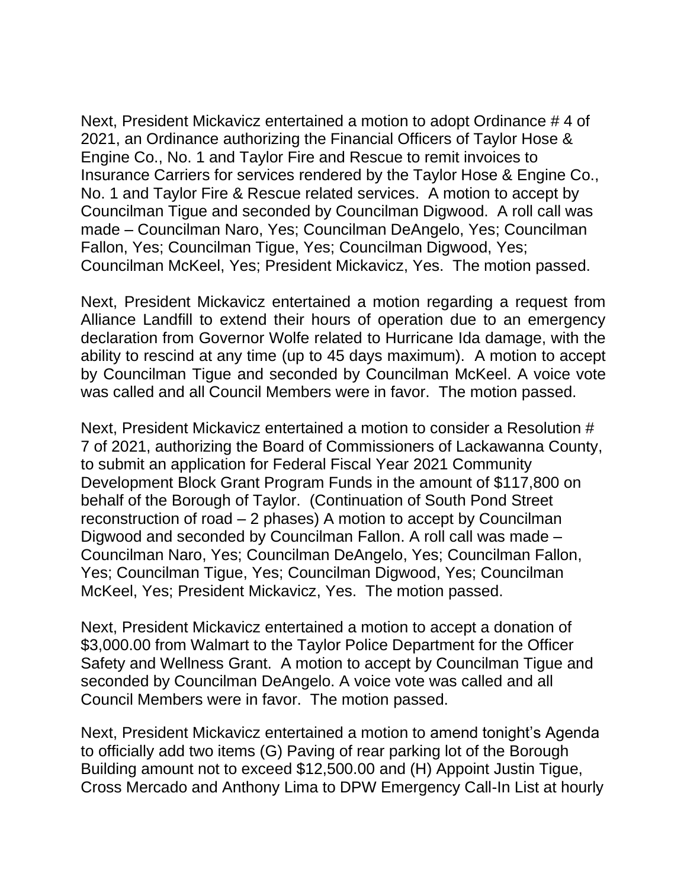Next, President Mickavicz entertained a motion to adopt Ordinance # 4 of 2021, an Ordinance authorizing the Financial Officers of Taylor Hose & Engine Co., No. 1 and Taylor Fire and Rescue to remit invoices to Insurance Carriers for services rendered by the Taylor Hose & Engine Co., No. 1 and Taylor Fire & Rescue related services. A motion to accept by Councilman Tigue and seconded by Councilman Digwood. A roll call was made – Councilman Naro, Yes; Councilman DeAngelo, Yes; Councilman Fallon, Yes; Councilman Tigue, Yes; Councilman Digwood, Yes; Councilman McKeel, Yes; President Mickavicz, Yes. The motion passed.

Next, President Mickavicz entertained a motion regarding a request from Alliance Landfill to extend their hours of operation due to an emergency declaration from Governor Wolfe related to Hurricane Ida damage, with the ability to rescind at any time (up to 45 days maximum). A motion to accept by Councilman Tigue and seconded by Councilman McKeel. A voice vote was called and all Council Members were in favor. The motion passed.

Next, President Mickavicz entertained a motion to consider a Resolution # 7 of 2021, authorizing the Board of Commissioners of Lackawanna County, to submit an application for Federal Fiscal Year 2021 Community Development Block Grant Program Funds in the amount of $117,800 on behalf of the Borough of Taylor. (Continuation of South Pond Street reconstruction of road – 2 phases) A motion to accept by Councilman Digwood and seconded by Councilman Fallon. A roll call was made – Councilman Naro, Yes; Councilman DeAngelo, Yes; Councilman Fallon, Yes; Councilman Tigue, Yes; Councilman Digwood, Yes; Councilman McKeel, Yes; President Mickavicz, Yes. The motion passed.

Next, President Mickavicz entertained a motion to accept a donation of $3,000.00 from Walmart to the Taylor Police Department for the Officer Safety and Wellness Grant. A motion to accept by Councilman Tigue and seconded by Councilman DeAngelo. A voice vote was called and all Council Members were in favor. The motion passed.

Next, President Mickavicz entertained a motion to amend tonight's Agenda to officially add two items (G) Paving of rear parking lot of the Borough Building amount not to exceed $12,500.00 and (H) Appoint Justin Tigue, Cross Mercado and Anthony Lima to DPW Emergency Call-In List at hourly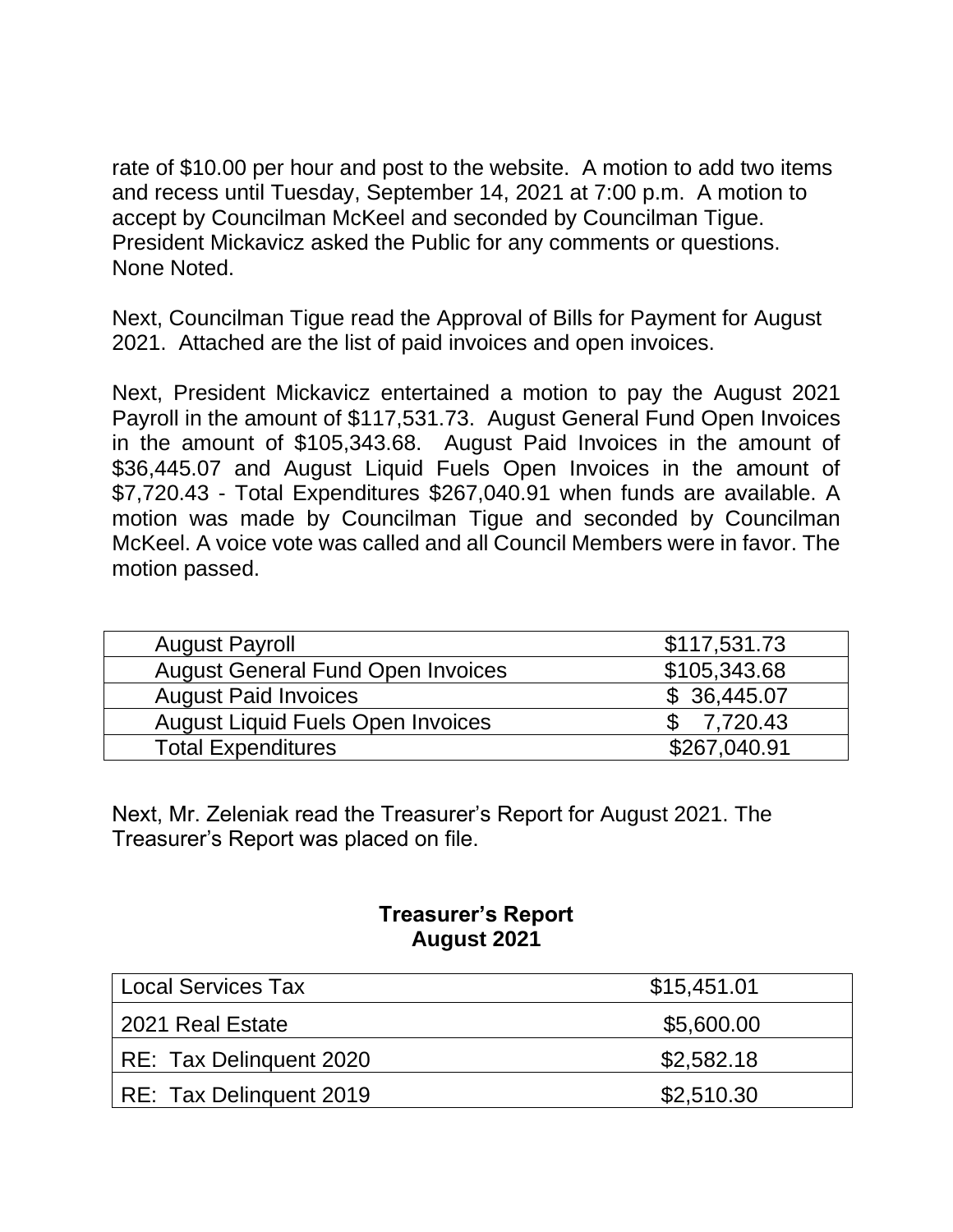rate of $10.00 per hour and post to the website. A motion to add two items and recess until Tuesday, September 14, 2021 at 7:00 p.m. A motion to accept by Councilman McKeel and seconded by Councilman Tigue. President Mickavicz asked the Public for any comments or questions. None Noted.

Next, Councilman Tigue read the Approval of Bills for Payment for August 2021. Attached are the list of paid invoices and open invoices.

Next, President Mickavicz entertained a motion to pay the August 2021 Payroll in the amount of $117,531.73. August General Fund Open Invoices in the amount of $105,343.68. August Paid Invoices in the amount of $36,445.07 and August Liquid Fuels Open Invoices in the amount of $7,720.43 - Total Expenditures $267,040.91 when funds are available. A motion was made by Councilman Tigue and seconded by Councilman McKeel. A voice vote was called and all Council Members were in favor. The motion passed.

| | |
|---|---|
| August Payroll | $117,531.73 |
| August General Fund Open Invoices | $105,343.68 |
| August Paid Invoices | $ 36,445.07 |
| August Liquid Fuels Open Invoices | $ 7,720.43 |
| Total Expenditures | $267,040.91 |

Next, Mr. Zeleniak read the Treasurer's Report for August 2021. The Treasurer's Report was placed on file.

**Treasurer's Report**
**August 2021**

| | |
|---|---|
| Local Services Tax | $15,451.01 |
| 2021 Real Estate | $5,600.00 |
| RE: Tax Delinquent 2020 | $2,582.18 |
| RE: Tax Delinquent 2019 | $2,510.30 |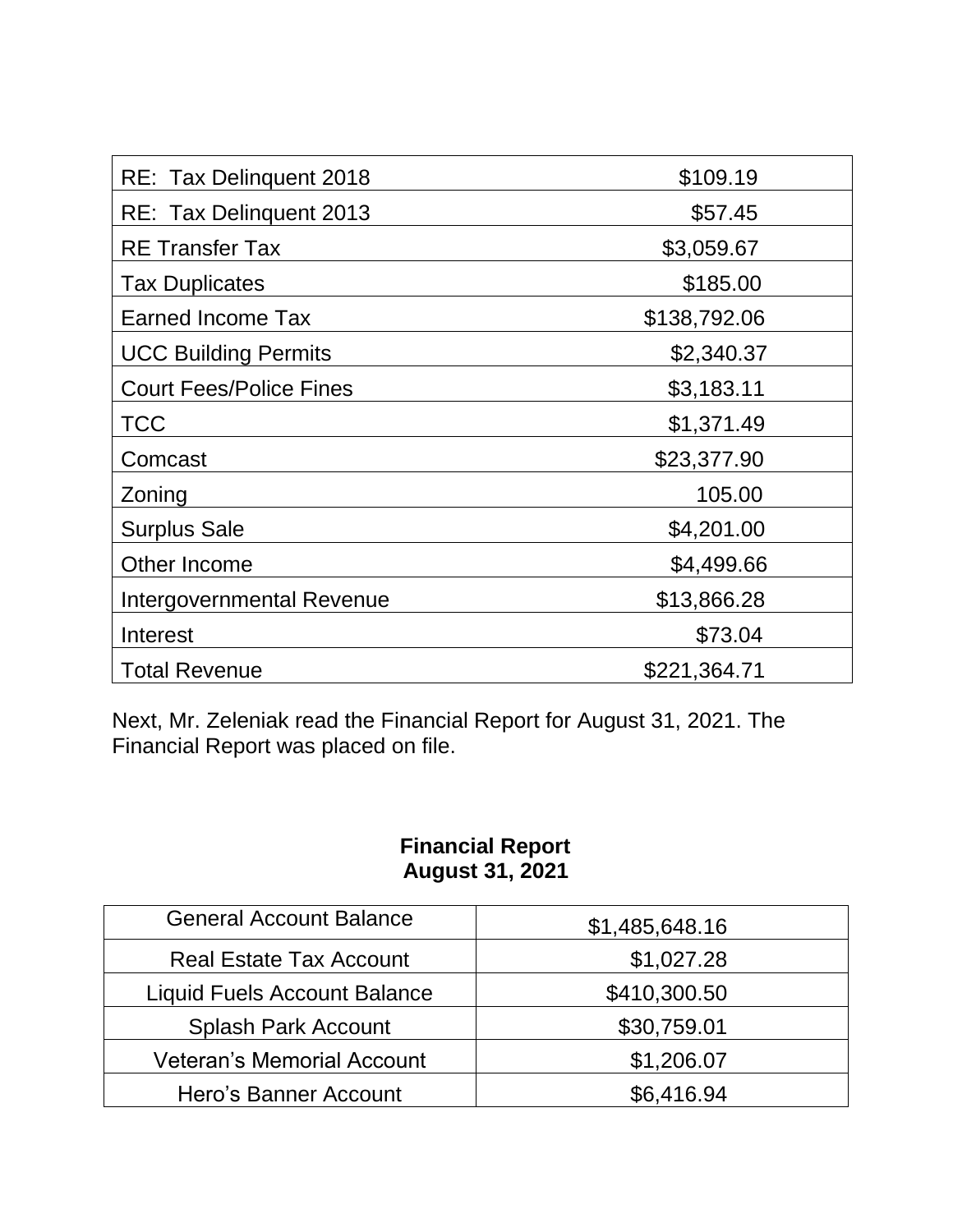| RE: Tax Delinquent 2018 | $109.19 |
|---|---|
| RE: Tax Delinquent 2013 | $57.45 |
| RE Transfer Tax | $3,059.67 |
| Tax Duplicates | $185.00 |
| Earned Income Tax | $138,792.06 |
| UCC Building Permits | $2,340.37 |
| Court Fees/Police Fines | $3,183.11 |
| TCC | $1,371.49 |
| Comcast | $23,377.90 |
| Zoning | 105.00 |
| Surplus Sale | $4,201.00 |
| Other Income | $4,499.66 |
| Intergovernmental Revenue | $13,866.28 |
| Interest | $73.04 |
| Total Revenue | $221,364.71 |

Next, Mr. Zeleniak read the Financial Report for August 31, 2021. The Financial Report was placed on file.

**Financial Report**
**August 31, 2021**

| General Account Balance | $1,485,648.16 |
|---|---|
| Real Estate Tax Account | $1,027.28 |
| Liquid Fuels Account Balance | $410,300.50 |
| Splash Park Account | $30,759.01 |
| Veteran's Memorial Account | $1,206.07 |
| Hero's Banner Account | $6,416.94 |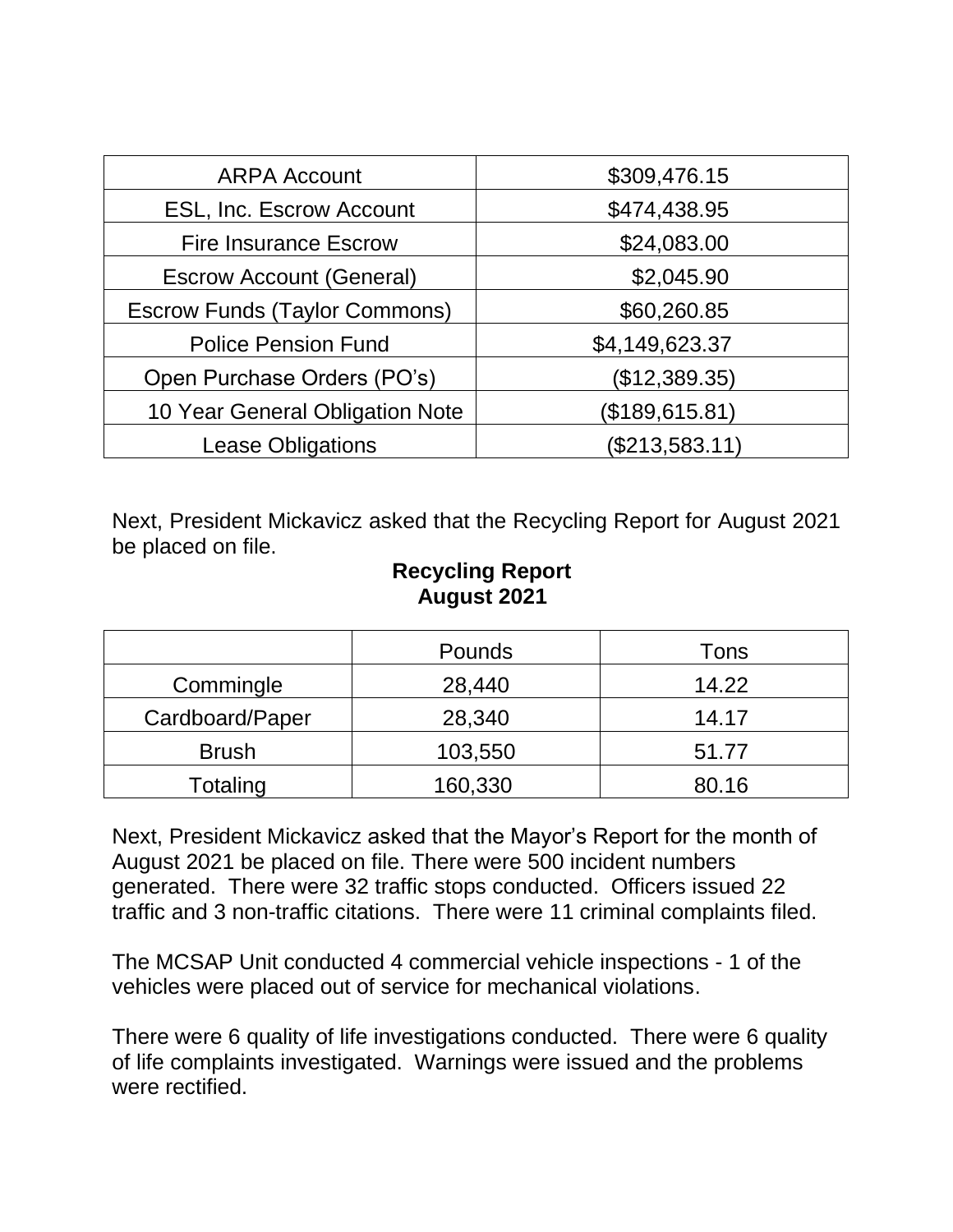| ARPA Account | $309,476.15 |
|---|---|
| ESL, Inc. Escrow Account | $474,438.95 |
| Fire Insurance Escrow | $24,083.00 |
| Escrow Account (General) | $2,045.90 |
| Escrow Funds (Taylor Commons) | $60,260.85 |
| Police Pension Fund | $4,149,623.37 |
| Open Purchase Orders (PO's) | ($12,389.35) |
| 10 Year General Obligation Note | ($189,615.81) |
| Lease Obligations | ($213,583.11) |

Next, President Mickavicz asked that the Recycling Report for August 2021 be placed on file.

**Recycling Report**
**August 2021**

| | Pounds | Tons |
|---|---|---|
| Commingle | 28,440 | 14.22 |
| Cardboard/Paper | 28,340 | 14.17 |
| Brush | 103,550 | 51.77 |
| Totaling | 160,330 | 80.16 |

Next, President Mickavicz asked that the Mayor's Report for the month of August 2021 be placed on file. There were 500 incident numbers generated. There were 32 traffic stops conducted. Officers issued 22 traffic and 3 non-traffic citations. There were 11 criminal complaints filed.

The MCSAP Unit conducted 4 commercial vehicle inspections - 1 of the vehicles were placed out of service for mechanical violations.

There were 6 quality of life investigations conducted. There were 6 quality of life complaints investigated. Warnings were issued and the problems were rectified.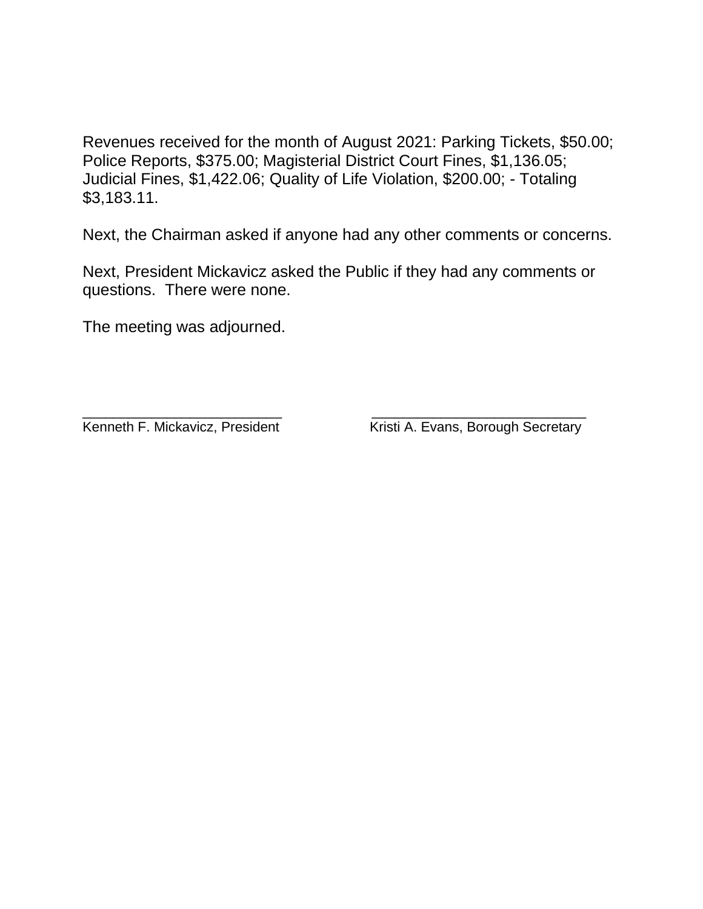Revenues received for the month of August 2021: Parking Tickets, $50.00; Police Reports, $375.00; Magisterial District Court Fines, $1,136.05; Judicial Fines, $1,422.06; Quality of Life Violation, $200.00; - Totaling $3,183.11.

Next, the Chairman asked if anyone had any other comments or concerns.

Next, President Mickavicz asked the Public if they had any comments or questions. There were none.

The meeting was adjourned.

\_\_\_\_\_\_\_\_\_\_\_\_\_\_\_\_\_\_\_\_\_\_\_\_\_\_\_ \_\_\_\_\_\_\_\_\_\_\_\_\_\_\_\_\_\_\_\_\_\_\_\_\_\_\_\_\_
Kenneth F. Mickavicz, President Kristi A. Evans, Borough Secretary